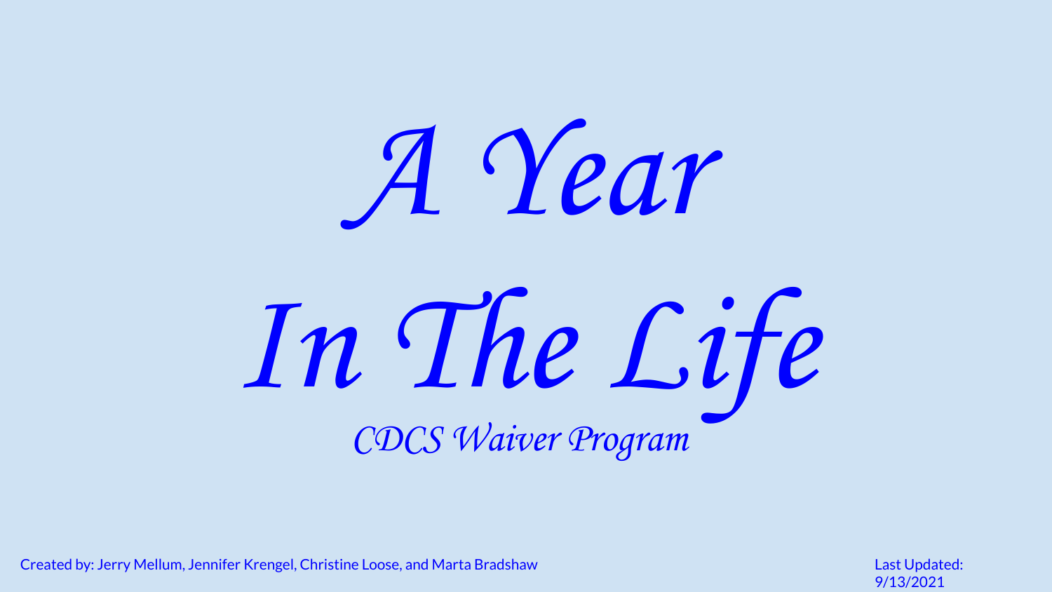# *A Year In The Life*

*CDCS Waiver Program*

Created by: Jerry Mellum, Jennifer Krengel, Christine Loose, and Marta Bradshaw

Last Updated: 9/13/2021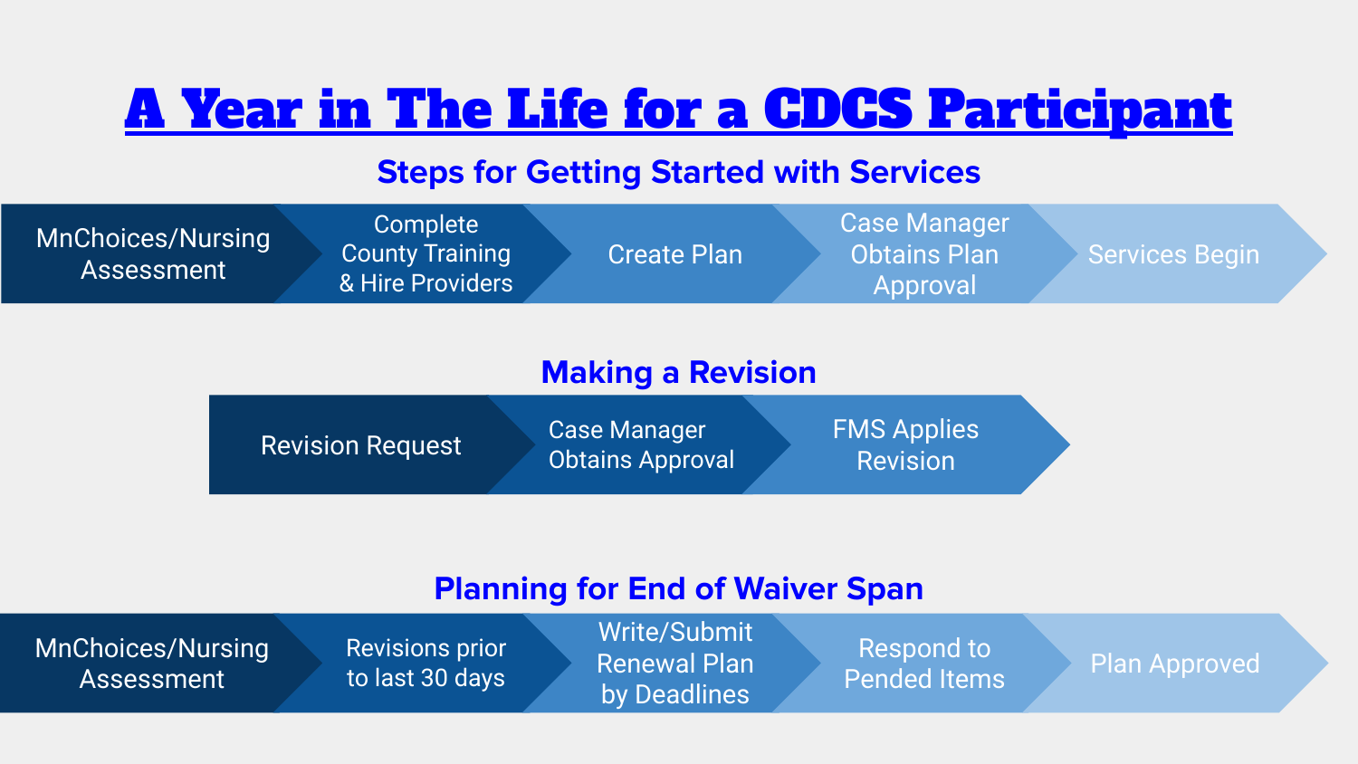# A Year in The Life for a CDCS Participant

## Steps for Getting Started with Services

1. MnChoices/Nursing Assessment
2. Complete County Training & Hire Providers
3. Create Plan
4. Case Manager Obtains Plan Approval
5. Services Begin

## Making a Revision

1. Revision Request
2. Case Manager Obtains Approval
3. FMS Applies Revision

## Planning for End of Waiver Span

1. MnChoices/Nursing Assessment
2. Revisions prior to last 30 days
3. Write/Submit Renewal Plan by Deadlines
4. Respond to Pended Items
5. Plan Approved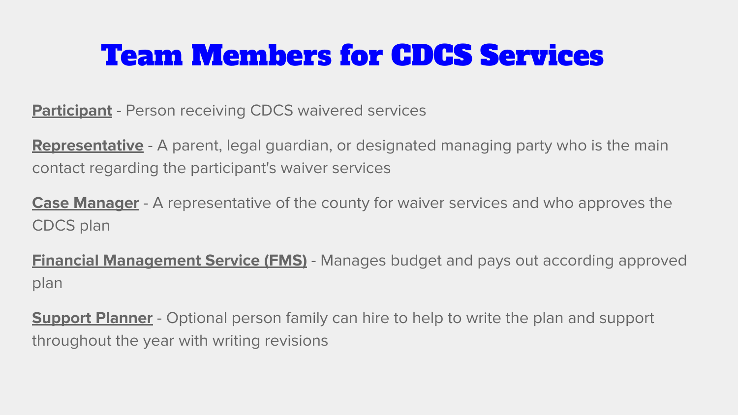# Team Members for CDCS Services

**Participant** - Person receiving CDCS waivered services

**Representative** - A parent, legal guardian, or designated managing party who is the main contact regarding the participant's waiver services

**Case Manager** - A representative of the county for waiver services and who approves the CDCS plan

**Financial Management Service (FMS)** - Manages budget and pays out according approved plan

**Support Planner** - Optional person family can hire to help to write the plan and support throughout the year with writing revisions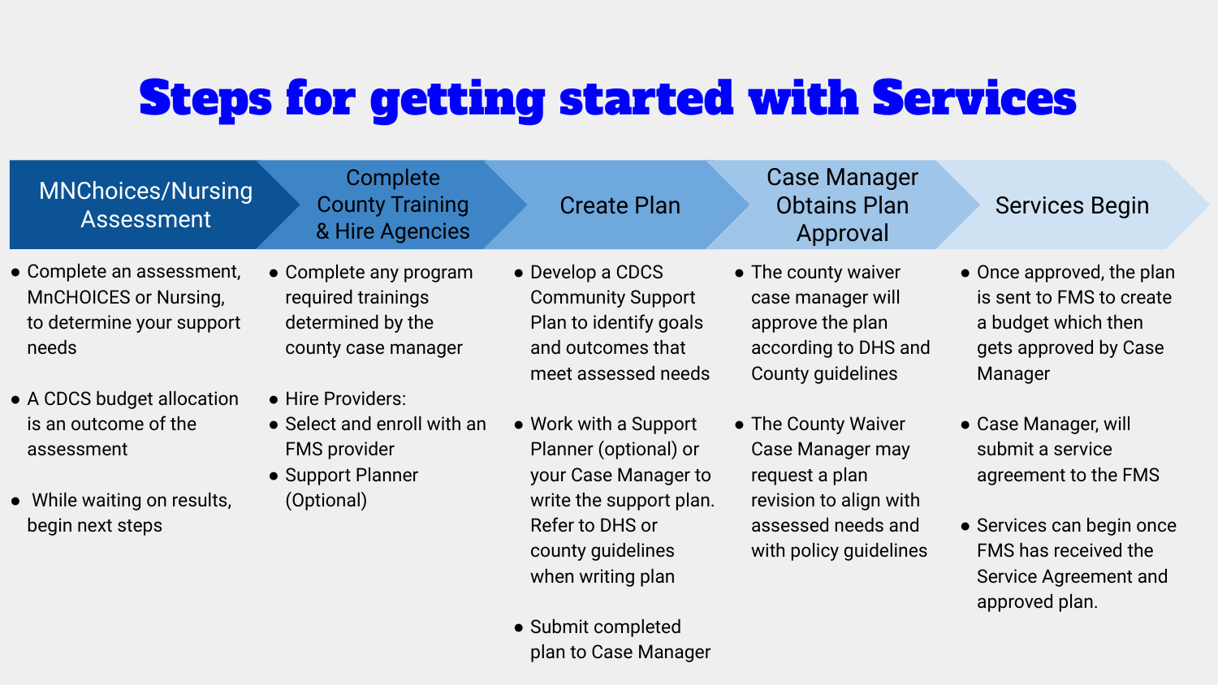# Steps for getting started with Services

## MNChoices/Nursing Assessment

- Complete an assessment, MnCHOICES or Nursing, to determine your support needs
- A CDCS budget allocation is an outcome of the assessment
- While waiting on results, begin next steps

## Complete County Training & Hire Agencies

- Complete any program required trainings determined by the county case manager
- Hire Providers:
- Select and enroll with an FMS provider
- Support Planner (Optional)

## Create Plan

- Develop a CDCS Community Support Plan to identify goals and outcomes that meet assessed needs
- Work with a Support Planner (optional) or your Case Manager to write the support plan. Refer to DHS or county guidelines when writing plan
- Submit completed plan to Case Manager

## Case Manager Obtains Plan Approval

- The county waiver case manager will approve the plan according to DHS and County guidelines
- The County Waiver Case Manager may request a plan revision to align with assessed needs and with policy guidelines

## Services Begin

- Once approved, the plan is sent to FMS to create a budget which then gets approved by Case Manager
- Case Manager, will submit a service agreement to the FMS
- Services can begin once FMS has received the Service Agreement and approved plan.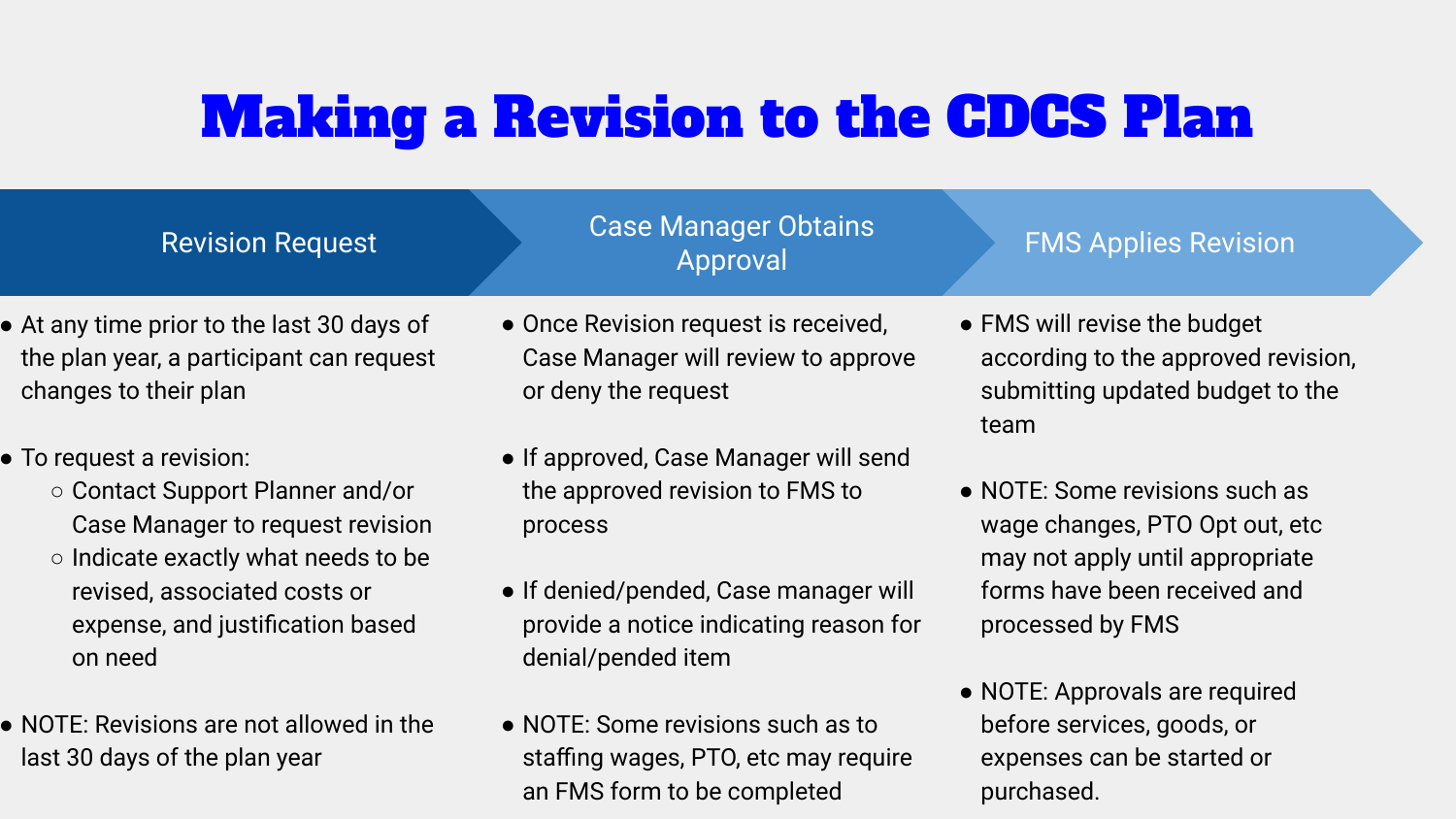# Making a Revision to the CDCS Plan

## Revision Request

- At any time prior to the last 30 days of the plan year, a participant can request changes to their plan
- To request a revision:
  - Contact Support Planner and/or Case Manager to request revision
  - Indicate exactly what needs to be revised, associated costs or expense, and justification based on need
- NOTE: Revisions are not allowed in the last 30 days of the plan year

## Case Manager Obtains Approval

- Once Revision request is received, Case Manager will review to approve or deny the request
- If approved, Case Manager will send the approved revision to FMS to process
- If denied/pended, Case manager will provide a notice indicating reason for denial/pended item
- NOTE: Some revisions such as to staffing wages, PTO, etc may require an FMS form to be completed

## FMS Applies Revision

- FMS will revise the budget according to the approved revision, submitting updated budget to the team
- NOTE: Some revisions such as wage changes, PTO Opt out, etc may not apply until appropriate forms have been received and processed by FMS
- NOTE: Approvals are required before services, goods, or expenses can be started or purchased.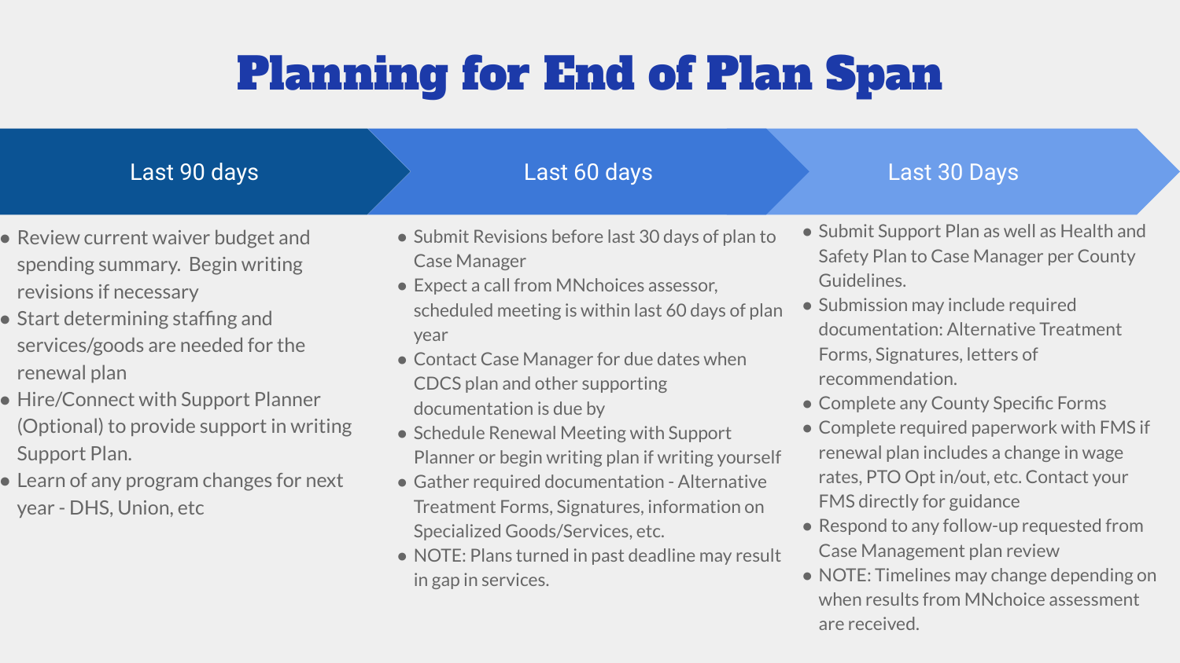# Planning for End of Plan Span

## Last 90 days

- Review current waiver budget and spending summary. Begin writing revisions if necessary
- Start determining staffing and services/goods are needed for the renewal plan
- Hire/Connect with Support Planner (Optional) to provide support in writing Support Plan.
- Learn of any program changes for next year - DHS, Union, etc

## Last 60 days

- Submit Revisions before last 30 days of plan to Case Manager
- Expect a call from MNchoices assessor, scheduled meeting is within last 60 days of plan year
- Contact Case Manager for due dates when CDCS plan and other supporting documentation is due by
- Schedule Renewal Meeting with Support Planner or begin writing plan if writing yourself
- Gather required documentation - Alternative Treatment Forms, Signatures, information on Specialized Goods/Services, etc.
- NOTE: Plans turned in past deadline may result in gap in services.

## Last 30 Days

- Submit Support Plan as well as Health and Safety Plan to Case Manager per County Guidelines.
- Submission may include required documentation: Alternative Treatment Forms, Signatures, letters of recommendation.
- Complete any County Specific Forms
- Complete required paperwork with FMS if renewal plan includes a change in wage rates, PTO Opt in/out, etc. Contact your FMS directly for guidance
- Respond to any follow-up requested from Case Management plan review
- NOTE: Timelines may change depending on when results from MNchoice assessment are received.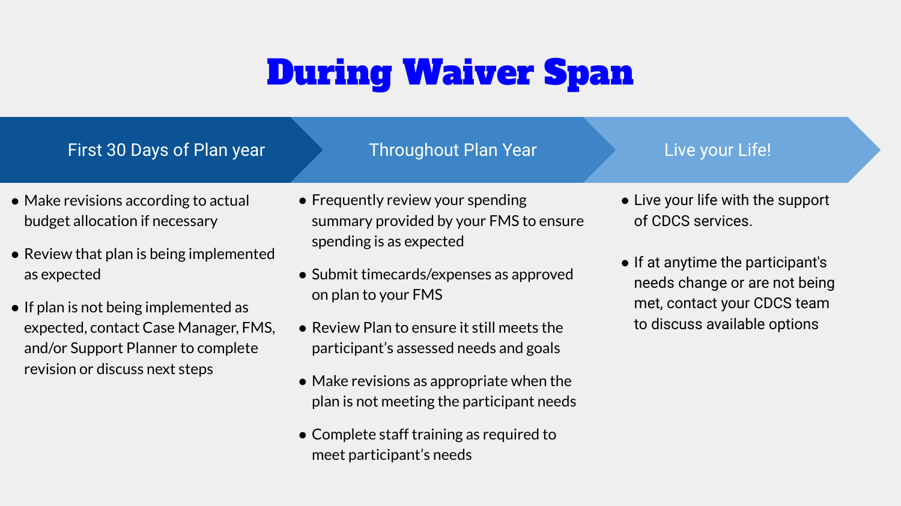# During Waiver Span

## First 30 Days of Plan year

- Make revisions according to actual budget allocation if necessary
- Review that plan is being implemented as expected
- If plan is not being implemented as expected, contact Case Manager, FMS, and/or Support Planner to complete revision or discuss next steps

## Throughout Plan Year

- Frequently review your spending summary provided by your FMS to ensure spending is as expected
- Submit timecards/expenses as approved on plan to your FMS
- Review Plan to ensure it still meets the participant's assessed needs and goals
- Make revisions as appropriate when the plan is not meeting the participant needs
- Complete staff training as required to meet participant's needs

## Live your Life!

- Live your life with the support of CDCS services.
- If at anytime the participant's needs change or are not being met, contact your CDCS team to discuss available options